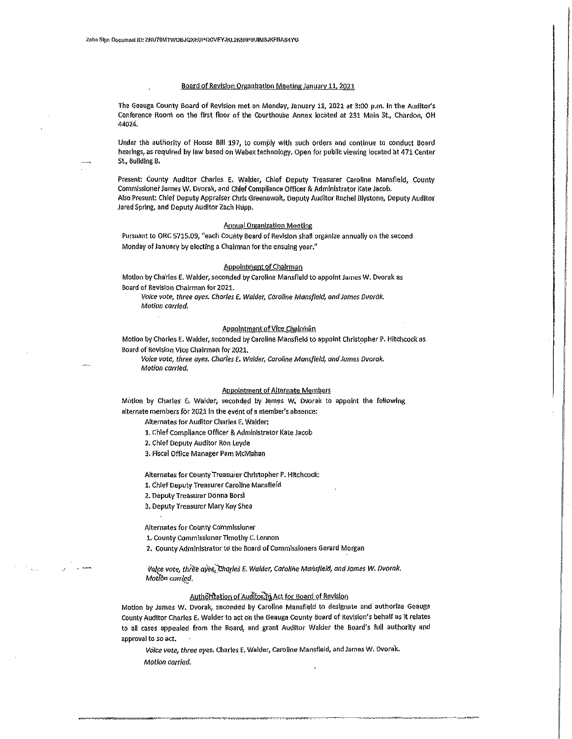Zoho Sign Document ID: ZRU79MTWOBJQXEUPQCVEYJKL2K5RPSUIMSJKFBAS4YG

# Board of Revision Organization Meeting January 11, 2021

The Geauga County Board of Revision met on Monday, January 11, 2021 at 3:00 p.m. in the Auditor's Conference Room on the first floor of the Courthouse Annex located at 231 Main St., Chardon, OH 44024.

Under the authority of House Bill 197, to comply with such orders and continue to conduct Board hearings, as required by law based on Webex technology. Open for public viewing located at 471 Center St., Building 8.

Present: County Auditor Charles E. Walder, Chief Deputy Treasurer Caroline Mansfield, County Commissioner James W. Dvorak, and Chief Compliance Officer & Administrator Kate Jacob.
Also Present: Chief Deputy Appraiser Chris Greenawalt, Deputy Auditor Rachel Blystone, Deputy Auditor Jared Spring, and Deputy Auditor Zach Hupp.

## Annual Organization Meeting

Pursuant to ORC 5715.09, "each County Board of Revision shall organize annually on the second Monday of January by electing a Chairman for the ensuing year."

## Appointment of Chairman

Motion by Charles E. Walder, seconded by Caroline Mansfield to appoint James W. Dvorak as Board of Revision Chairman for 2021.

*Voice vote, three ayes. Charles E. Walder, Caroline Mansfield, and James Dvorak. Motion carried.*

## Appointment of Vice Chairman

Motion by Charles E. Walder, seconded by Caroline Mansfield to appoint Christopher P. Hitchcock as Board of Revision Vice Chairman for 2021.

*Voice vote, three ayes. Charles E. Walder, Caroline Mansfield, and James Dvorak. Motion carried.*

## Appointment of Alternate Members

Motion by Charles E. Walder, seconded by James W. Dvorak to appoint the following alternate members for 2021 in the event of a member's absence:

Alternates for Auditor Charles E. Walder:

1. Chief Compliance Officer & Administrator Kate Jacob
2. Chief Deputy Auditor Ron Leyde
3. Fiscal Office Manager Pam McMahan

Alternates for County Treasurer Christopher P. Hitchcock:

1. Chief Deputy Treasurer Caroline Mansfield
2. Deputy Treasurer Donna Borsi
3. Deputy Treasurer Mary Kay Shea

Alternates for County Commissioner

1. County Commissioner Timothy C. Lennon
2. County Administrator to the Board of Commissioners Gerard Morgan

*Voice vote, three ayes. Charles E. Walder, Caroline Mansfield, and James W. Dvorak. Motion carried.*

## Authorization of Auditor to Act for Board of Revision

Motion by James W. Dvorak, seconded by Caroline Mansfield to designate and authorize Geauga County Auditor Charles E. Walder to act on the Geauga County Board of Revision's behalf as it relates to all cases appealed from the Board, and grant Auditor Walder the Board's full authority and approval to so act.

*Voice vote, three ayes.* Charles E. Walder, Caroline Mansfield, and James W. Dvorak. *Motion carried.*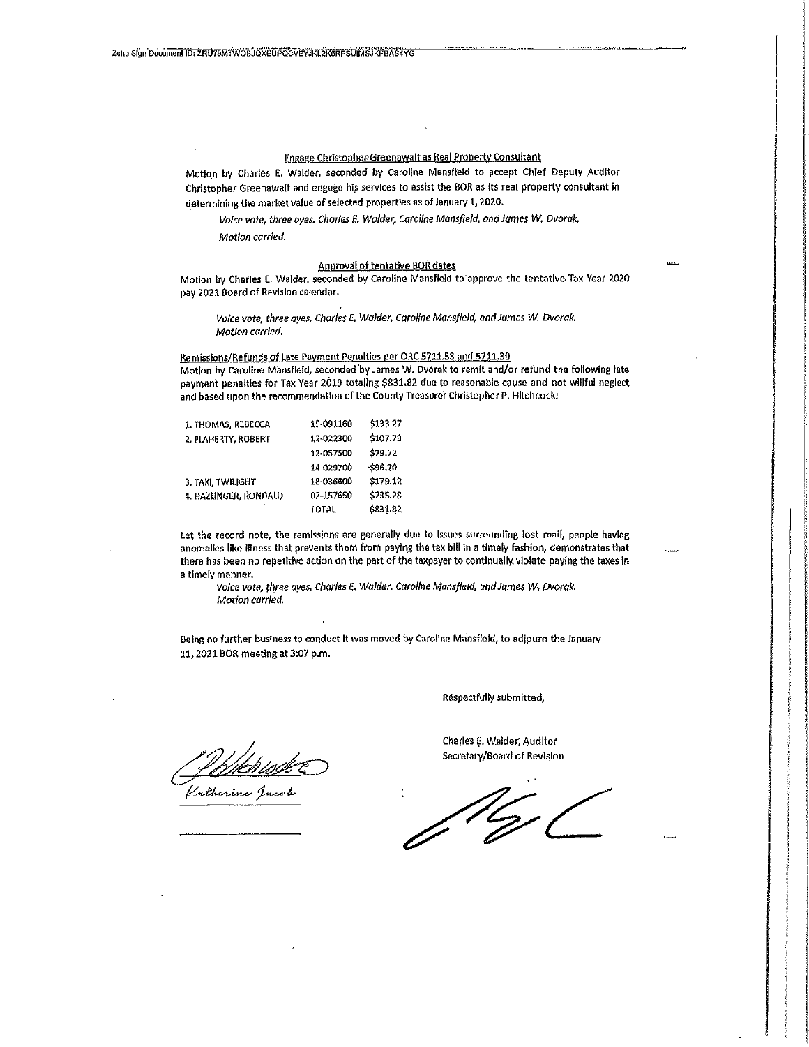Zoho Sign Document ID: 2RU79MTWOBJQXEUPOCVEYJKL2K6RPSUIMSJKFBAS4YG

Engage Christopher Greenawalt as Real Property Consultant

Motion by Charles E. Walder, seconded by Caroline Mansfield to accept Chief Deputy Auditor Christopher Greenawalt and engage his services to assist the BOR as its real property consultant in determining the market value of selected properties as of January 1, 2020.

*Voice vote, three ayes. Charles E. Walder, Caroline Mansfield, and James W. Dvorak.*
*Motion carried.*

Approval of tentative BOR dates

Motion by Charles E. Walder, seconded by Caroline Mansfield to approve the tentative Tax Year 2020 pay 2021 Board of Revision calendar.

*Voice vote, three ayes. Charles E. Walder, Caroline Mansfield, and James W. Dvorak.*
*Motion carried.*

Remissions/Refunds of Late Payment Penalties per ORC 5711.33 and 5711.39

Motion by Caroline Mansfield, seconded by James W. Dvorak to remit and/or refund the following late payment penalties for Tax Year 2019 totaling $831.82 due to reasonable cause and not willful neglect and based upon the recommendation of the County Treasurer Christopher P. Hitchcock:

| | | |
|---|---|---|
| 1. THOMAS, REBECCA | 19-091160 | $133.27 |
| 2. FLAHERTY, ROBERT | 12-022300 | $107.73 |
| | 12-057500 | $79.72 |
| | 14-029700 | $96.70 |
| 3. TAXI, TWILIGHT | 18-036600 | $179.12 |
| 4. HAZLINGER, RONDALD | 02-157650 | $235.28 |
| | TOTAL | $831.82 |

Let the record note, the remissions are generally due to issues surrounding lost mail, people having anomalies like illness that prevents them from paying the tax bill in a timely fashion, demonstrates that there has been no repetitive action on the part of the taxpayer to continually violate paying the taxes in a timely manner.

*Voice vote, three ayes. Charles E. Walder, Caroline Mansfield, and James W. Dvorak.*
*Motion carried.*

Being no further business to conduct it was moved by Caroline Mansfield, to adjourn the January 11, 2021 BOR meeting at 3:07 p.m.

Respectfully submitted,

Charles E. Walder, Auditor
Secretary/Board of Revision

Katherine Jacob